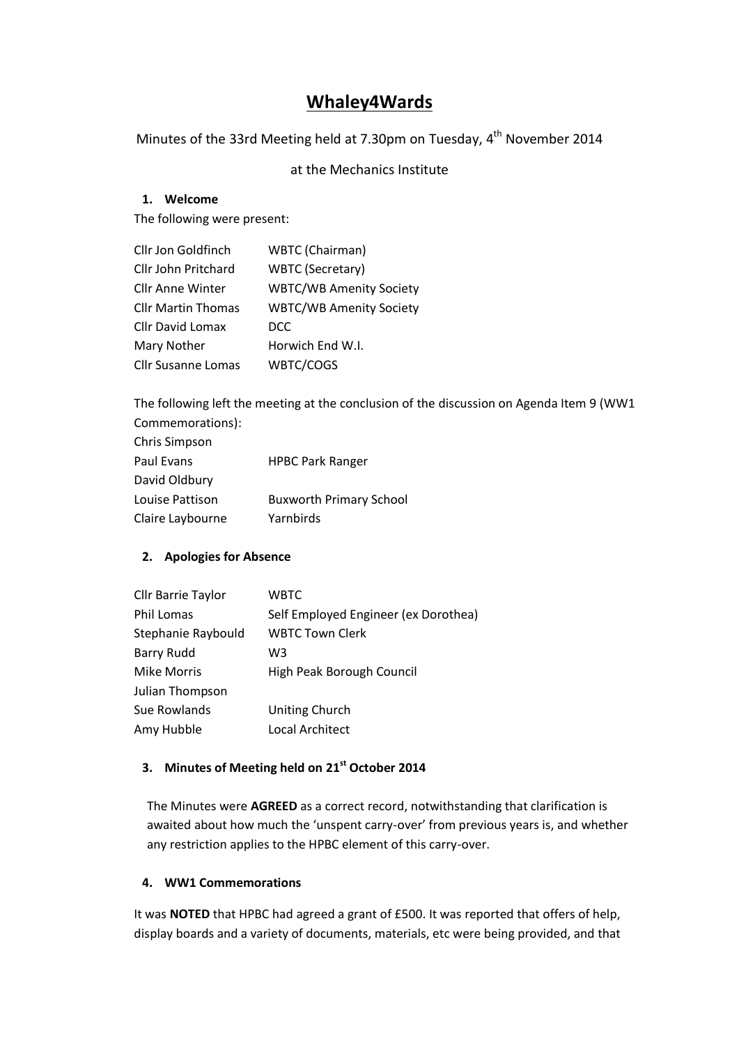# Whaley4Wards

Minutes of the 33rd Meeting held at 7.30pm on Tuesday, 4th November 2014

at the Mechanics Institute

**1. Welcome**

The following were present:

| | |
|---|---|
| Cllr Jon Goldfinch | WBTC (Chairman) |
| Cllr John Pritchard | WBTC (Secretary) |
| Cllr Anne Winter | WBTC/WB Amenity Society |
| Cllr Martin Thomas | WBTC/WB Amenity Society |
| Cllr David Lomax | DCC |
| Mary Nother | Horwich End W.I. |
| Cllr Susanne Lomas | WBTC/COGS |

The following left the meeting at the conclusion of the discussion on Agenda Item 9 (WW1 Commemorations):

| | |
|---|---|
| Chris Simpson | |
| Paul Evans | HPBC Park Ranger |
| David Oldbury | |
| Louise Pattison | Buxworth Primary School |
| Claire Laybourne | Yarnbirds |

**2. Apologies for Absence**

| | |
|---|---|
| Cllr Barrie Taylor | WBTC |
| Phil Lomas | Self Employed Engineer (ex Dorothea) |
| Stephanie Raybould | WBTC Town Clerk |
| Barry Rudd | W3 |
| Mike Morris | High Peak Borough Council |
| Julian Thompson | |
| Sue Rowlands | Uniting Church |
| Amy Hubble | Local Architect |

**3. Minutes of Meeting held on 21st October 2014**

The Minutes were **AGREED** as a correct record, notwithstanding that clarification is awaited about how much the 'unspent carry-over' from previous years is, and whether any restriction applies to the HPBC element of this carry-over.

**4. WW1 Commemorations**

It was **NOTED** that HPBC had agreed a grant of £500. It was reported that offers of help, display boards and a variety of documents, materials, etc were being provided, and that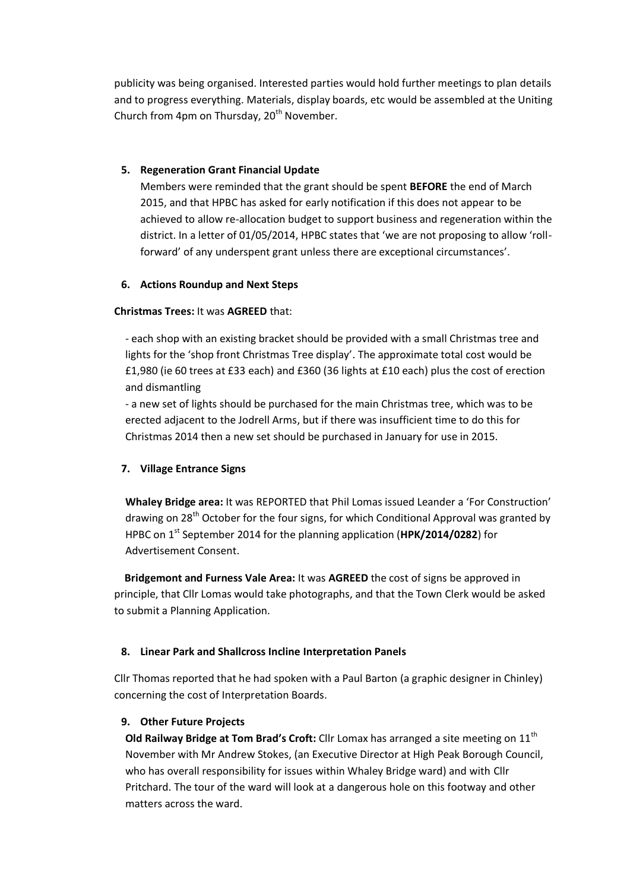publicity was being organised. Interested parties would hold further meetings to plan details and to progress everything. Materials, display boards, etc would be assembled at the Uniting Church from 4pm on Thursday, 20th November.

5. **Regeneration Grant Financial Update**

   Members were reminded that the grant should be spent **BEFORE** the end of March 2015, and that HPBC has asked for early notification if this does not appear to be achieved to allow re-allocation budget to support business and regeneration within the district. In a letter of 01/05/2014, HPBC states that 'we are not proposing to allow 'roll-forward' of any underspent grant unless there are exceptional circumstances'.

6. **Actions Roundup and Next Steps**

**Christmas Trees:** It was **AGREED** that:

- each shop with an existing bracket should be provided with a small Christmas tree and lights for the 'shop front Christmas Tree display'. The approximate total cost would be £1,980 (ie 60 trees at £33 each) and £360 (36 lights at £10 each) plus the cost of erection and dismantling
- a new set of lights should be purchased for the main Christmas tree, which was to be erected adjacent to the Jodrell Arms, but if there was insufficient time to do this for Christmas 2014 then a new set should be purchased in January for use in 2015.

7. **Village Entrance Signs**

   **Whaley Bridge area:** It was REPORTED that Phil Lomas issued Leander a 'For Construction' drawing on 28th October for the four signs, for which Conditional Approval was granted by HPBC on 1st September 2014 for the planning application (**HPK/2014/0282**) for Advertisement Consent.

   **Bridgemont and Furness Vale Area:** It was **AGREED** the cost of signs be approved in principle, that Cllr Lomas would take photographs, and that the Town Clerk would be asked to submit a Planning Application.

8. **Linear Park and Shallcross Incline Interpretation Panels**

Cllr Thomas reported that he had spoken with a Paul Barton (a graphic designer in Chinley) concerning the cost of Interpretation Boards.

9. **Other Future Projects**

   **Old Railway Bridge at Tom Brad's Croft:** Cllr Lomax has arranged a site meeting on 11th November with Mr Andrew Stokes, (an Executive Director at High Peak Borough Council, who has overall responsibility for issues within Whaley Bridge ward) and with Cllr Pritchard. The tour of the ward will look at a dangerous hole on this footway and other matters across the ward.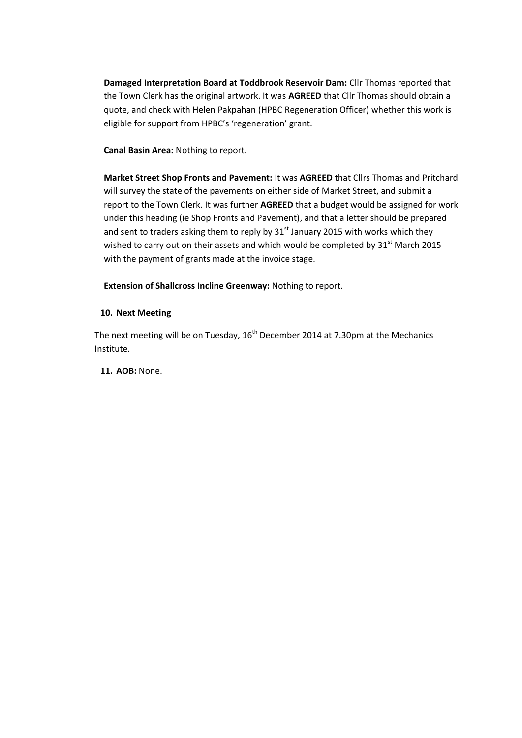**Damaged Interpretation Board at Toddbrook Reservoir Dam:** Cllr Thomas reported that the Town Clerk has the original artwork. It was **AGREED** that Cllr Thomas should obtain a quote, and check with Helen Pakpahan (HPBC Regeneration Officer) whether this work is eligible for support from HPBC's 'regeneration' grant.

**Canal Basin Area:** Nothing to report.

**Market Street Shop Fronts and Pavement:** It was **AGREED** that Cllrs Thomas and Pritchard will survey the state of the pavements on either side of Market Street, and submit a report to the Town Clerk. It was further **AGREED** that a budget would be assigned for work under this heading (ie Shop Fronts and Pavement), and that a letter should be prepared and sent to traders asking them to reply by 31st January 2015 with works which they wished to carry out on their assets and which would be completed by 31st March 2015 with the payment of grants made at the invoice stage.

**Extension of Shallcross Incline Greenway:** Nothing to report.

**10. Next Meeting**

The next meeting will be on Tuesday, 16th December 2014 at 7.30pm at the Mechanics Institute.

**11. AOB:** None.